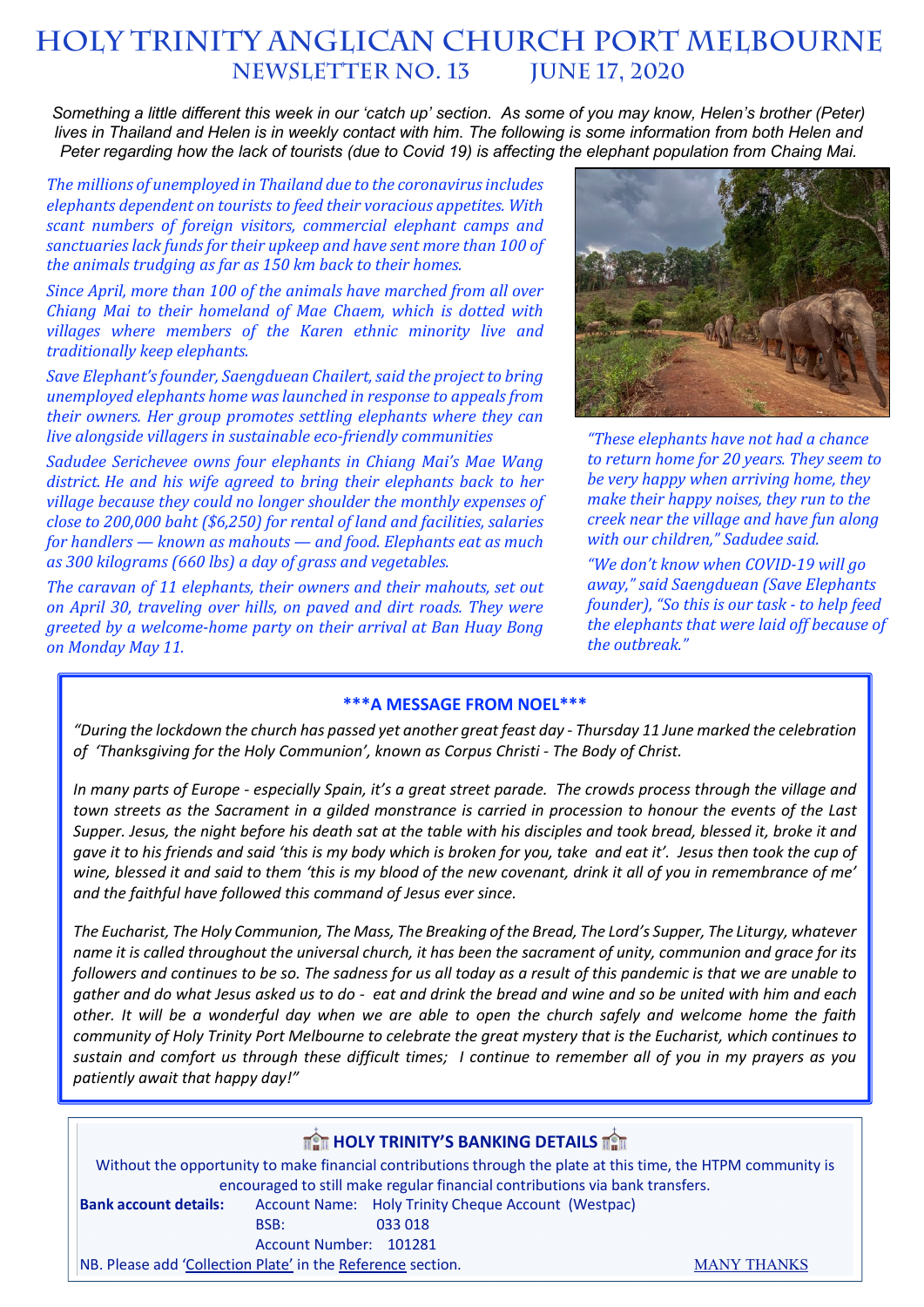# Holy Trinity Anglican Church Port Melbourne

## Newsletter No. 13 June 17, 2020

*Something a little different this week in our 'catch up' section. As some of you may know, Helen's brother (Peter) lives in Thailand and Helen is in weekly contact with him. The following is some information from both Helen and Peter regarding how the lack of tourists (due to Covid 19) is affecting the elephant population from Chaing Mai.*

*The millions of unemployed in Thailand due to the coronavirus includes elephants dependent on tourists to feed their voracious appetites. With scant numbers of foreign visitors, commercial elephant camps and sanctuaries lack funds for their upkeep and have sent more than 100 of the animals trudging as far as 150 km back to their homes.*

*Since April, more than 100 of the animals have marched from all over Chiang Mai to their homeland of Mae Chaem, which is dotted with villages where members of the Karen ethnic minority live and traditionally keep elephants.*

*Save Elephant's founder, Saengduean Chailert, said the project to bring unemployed elephants home was launched in response to appeals from their owners. Her group promotes settling elephants where they can live alongside villagers in sustainable eco-friendly communities*

*Sadudee Serichevee owns four elephants in Chiang Mai's Mae Wang district. He and his wife agreed to bring their elephants back to her village because they could no longer shoulder the monthly expenses of close to 200,000 baht ($6,250) for rental of land and facilities, salaries for handlers — known as mahouts — and food. Elephants eat as much as 300 kilograms (660 lbs) a day of grass and vegetables.*

*The caravan of 11 elephants, their owners and their mahouts, set out on April 30, traveling over hills, on paved and dirt roads. They were greeted by a welcome-home party on their arrival at Ban Huay Bong on Monday May 11.*

*"These elephants have not had a chance to return home for 20 years. They seem to be very happy when arriving home, they make their happy noises, they run to the creek near the village and have fun along with our children," Sadudee said.*

*"We don't know when COVID-19 will go away," said Saengduean (Save Elephants founder), "So this is our task - to help feed the elephants that were laid off because of the outbreak."*

---

### \*\*\*A MESSAGE FROM NOEL\*\*\*

*"During the lockdown the church has passed yet another great feast day - Thursday 11 June marked the celebration of 'Thanksgiving for the Holy Communion', known as Corpus Christi - The Body of Christ.*

*In many parts of Europe - especially Spain, it's a great street parade. The crowds process through the village and town streets as the Sacrament in a gilded monstrance is carried in procession to honour the events of the Last Supper. Jesus, the night before his death sat at the table with his disciples and took bread, blessed it, broke it and gave it to his friends and said 'this is my body which is broken for you, take and eat it'. Jesus then took the cup of wine, blessed it and said to them 'this is my blood of the new covenant, drink it all of you in remembrance of me' and the faithful have followed this command of Jesus ever since.*

*The Eucharist, The Holy Communion, The Mass, The Breaking of the Bread, The Lord's Supper, The Liturgy, whatever name it is called throughout the universal church, it has been the sacrament of unity, communion and grace for its followers and continues to be so. The sadness for us all today as a result of this pandemic is that we are unable to gather and do what Jesus asked us to do - eat and drink the bread and wine and so be united with him and each other. It will be a wonderful day when we are able to open the church safely and welcome home the faith community of Holy Trinity Port Melbourne to celebrate the great mystery that is the Eucharist, which continues to sustain and comfort us through these difficult times; I continue to remember all of you in my prayers as you patiently await that happy day!"*

---

### HOLY TRINITY'S BANKING DETAILS

Without the opportunity to make financial contributions through the plate at this time, the HTPM community is encouraged to still make regular financial contributions via bank transfers.

**Bank account details:** Account Name: Holy Trinity Cheque Account (Westpac)
BSB: 033 018
Account Number: 101281

NB. Please add 'Collection Plate' in the Reference section.

MANY THANKS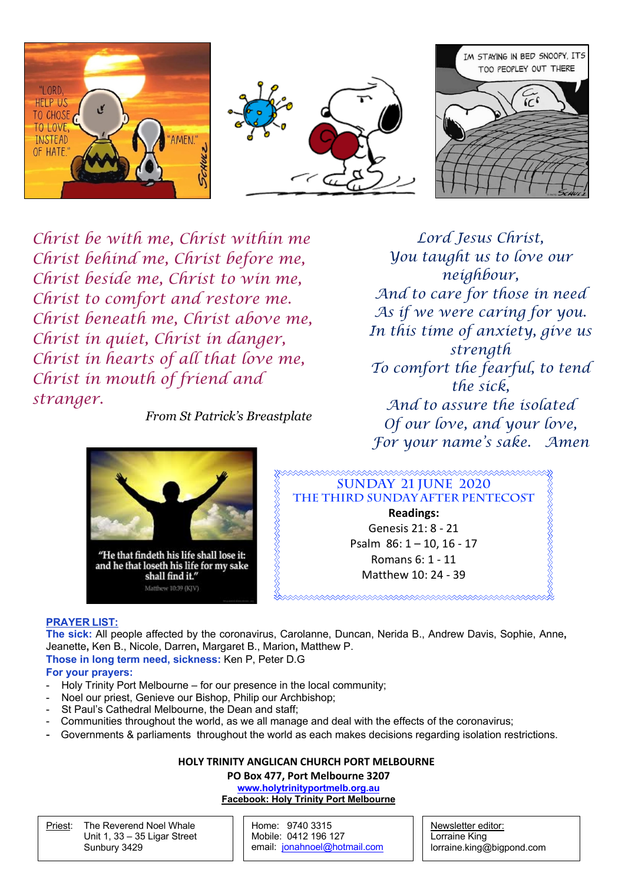*Christ be with me, Christ within me*
*Christ behind me, Christ before me,*
*Christ beside me, Christ to win me,*
*Christ to comfort and restore me.*
*Christ beneath me, Christ above me,*
*Christ in quiet, Christ in danger,*
*Christ in hearts of all that love me,*
*Christ in mouth of friend and stranger.*

*From St Patrick's Breastplate*

*Lord Jesus Christ,*
*You taught us to love our neighbour,*
*And to care for those in need*
*As if we were caring for you.*
*In this time of anxiety, give us strength*
*To comfort the fearful, to tend the sick,*
*And to assure the isolated*
*Of our love, and your love,*
*For your name's sake. Amen*

"He that findeth his life shall lose it: and he that loseth his life for my sake shall find it."
Matthew 10:39 (KJV)

## SUNDAY 21 JUNE 2020
### THE THIRD SUNDAY AFTER PENTECOST

**Readings:**
Genesis 21: 8 - 21
Psalm 86: 1 – 10, 16 - 17
Romans 6: 1 - 11
Matthew 10: 24 - 39

**PRAYER LIST:**

**The sick:** All people affected by the coronavirus, Carolanne, Duncan, Nerida B., Andrew Davis, Sophie, Anne, Jeanette, Ken B., Nicole, Darren, Margaret B., Marion, Matthew P.

**Those in long term need, sickness:** Ken P, Peter D.G

**For your prayers:**

- Holy Trinity Port Melbourne – for our presence in the local community;
- Noel our priest, Genieve our Bishop, Philip our Archbishop;
- St Paul's Cathedral Melbourne, the Dean and staff;
- Communities throughout the world, as we all manage and deal with the effects of the coronavirus;
- Governments & parliaments throughout the world as each makes decisions regarding isolation restrictions.

**HOLY TRINITY ANGLICAN CHURCH PORT MELBOURNE**
**PO Box 477, Port Melbourne 3207**
**www.holytrinityportmelb.org.au**
**Facebook: Holy Trinity Port Melbourne**

Priest: The Reverend Noel Whale
Unit 1, 33 – 35 Ligar Street
Sunbury 3429

Home: 9740 3315
Mobile: 0412 196 127
email: jonahnoel@hotmail.com

Newsletter editor:
Lorraine King
lorraine.king@bigpond.com